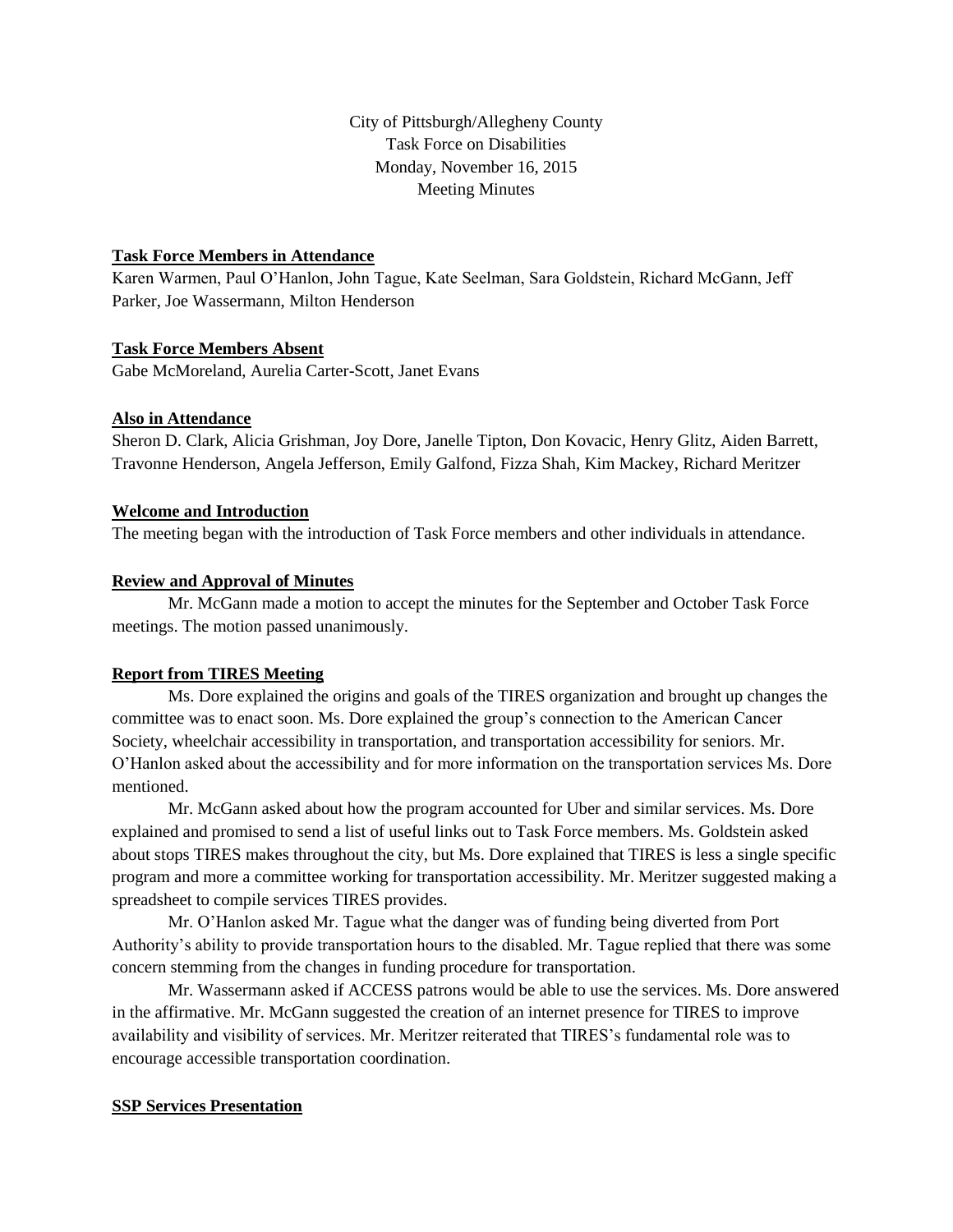City of Pittsburgh/Allegheny County
Task Force on Disabilities
Monday, November 16, 2015
Meeting Minutes

**Task Force Members in Attendance**

Karen Warmen, Paul O'Hanlon, John Tague, Kate Seelman, Sara Goldstein, Richard McGann, Jeff Parker, Joe Wassermann, Milton Henderson

**Task Force Members Absent**

Gabe McMoreland, Aurelia Carter-Scott, Janet Evans

**Also in Attendance**

Sheron D. Clark, Alicia Grishman, Joy Dore, Janelle Tipton, Don Kovacic, Henry Glitz, Aiden Barrett, Travonne Henderson, Angela Jefferson, Emily Galfond, Fizza Shah, Kim Mackey, Richard Meritzer

**Welcome and Introduction**

The meeting began with the introduction of Task Force members and other individuals in attendance.

**Review and Approval of Minutes**

Mr. McGann made a motion to accept the minutes for the September and October Task Force meetings. The motion passed unanimously.

**Report from TIRES Meeting**

Ms. Dore explained the origins and goals of the TIRES organization and brought up changes the committee was to enact soon. Ms. Dore explained the group's connection to the American Cancer Society, wheelchair accessibility in transportation, and transportation accessibility for seniors. Mr. O'Hanlon asked about the accessibility and for more information on the transportation services Ms. Dore mentioned.

Mr. McGann asked about how the program accounted for Uber and similar services. Ms. Dore explained and promised to send a list of useful links out to Task Force members. Ms. Goldstein asked about stops TIRES makes throughout the city, but Ms. Dore explained that TIRES is less a single specific program and more a committee working for transportation accessibility. Mr. Meritzer suggested making a spreadsheet to compile services TIRES provides.

Mr. O'Hanlon asked Mr. Tague what the danger was of funding being diverted from Port Authority's ability to provide transportation hours to the disabled. Mr. Tague replied that there was some concern stemming from the changes in funding procedure for transportation.

Mr. Wassermann asked if ACCESS patrons would be able to use the services. Ms. Dore answered in the affirmative. Mr. McGann suggested the creation of an internet presence for TIRES to improve availability and visibility of services. Mr. Meritzer reiterated that TIRES's fundamental role was to encourage accessible transportation coordination.

**SSP Services Presentation**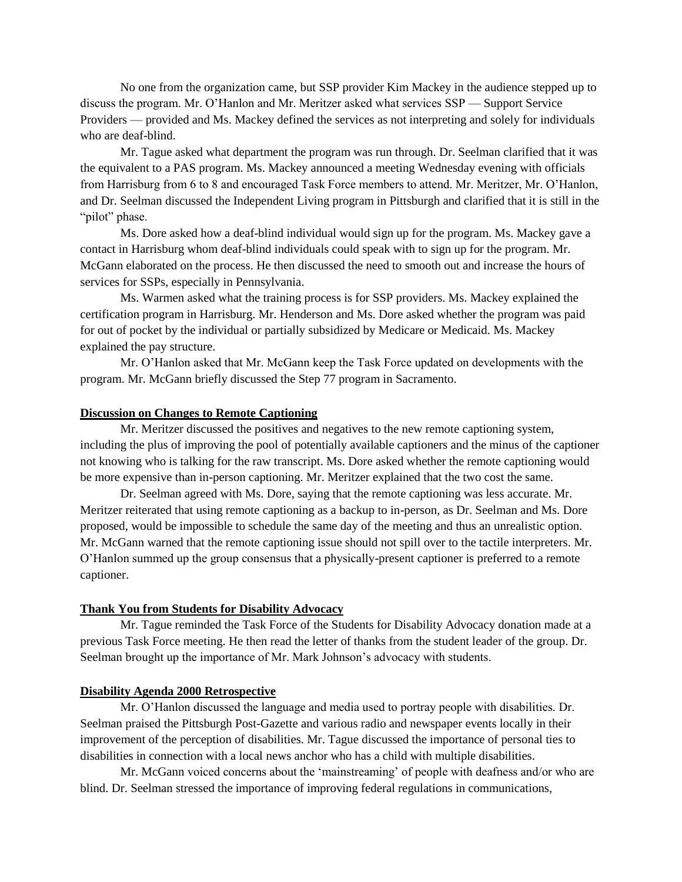No one from the organization came, but SSP provider Kim Mackey in the audience stepped up to discuss the program. Mr. O'Hanlon and Mr. Meritzer asked what services SSP — Support Service Providers — provided and Ms. Mackey defined the services as not interpreting and solely for individuals who are deaf-blind.

Mr. Tague asked what department the program was run through. Dr. Seelman clarified that it was the equivalent to a PAS program. Ms. Mackey announced a meeting Wednesday evening with officials from Harrisburg from 6 to 8 and encouraged Task Force members to attend. Mr. Meritzer, Mr. O'Hanlon, and Dr. Seelman discussed the Independent Living program in Pittsburgh and clarified that it is still in the "pilot" phase.

Ms. Dore asked how a deaf-blind individual would sign up for the program. Ms. Mackey gave a contact in Harrisburg whom deaf-blind individuals could speak with to sign up for the program. Mr. McGann elaborated on the process. He then discussed the need to smooth out and increase the hours of services for SSPs, especially in Pennsylvania.

Ms. Warmen asked what the training process is for SSP providers. Ms. Mackey explained the certification program in Harrisburg. Mr. Henderson and Ms. Dore asked whether the program was paid for out of pocket by the individual or partially subsidized by Medicare or Medicaid. Ms. Mackey explained the pay structure.

Mr. O'Hanlon asked that Mr. McGann keep the Task Force updated on developments with the program. Mr. McGann briefly discussed the Step 77 program in Sacramento.

**Discussion on Changes to Remote Captioning**

Mr. Meritzer discussed the positives and negatives to the new remote captioning system, including the plus of improving the pool of potentially available captioners and the minus of the captioner not knowing who is talking for the raw transcript. Ms. Dore asked whether the remote captioning would be more expensive than in-person captioning. Mr. Meritzer explained that the two cost the same.

Dr. Seelman agreed with Ms. Dore, saying that the remote captioning was less accurate. Mr. Meritzer reiterated that using remote captioning as a backup to in-person, as Dr. Seelman and Ms. Dore proposed, would be impossible to schedule the same day of the meeting and thus an unrealistic option. Mr. McGann warned that the remote captioning issue should not spill over to the tactile interpreters. Mr. O'Hanlon summed up the group consensus that a physically-present captioner is preferred to a remote captioner.

**Thank You from Students for Disability Advocacy**

Mr. Tague reminded the Task Force of the Students for Disability Advocacy donation made at a previous Task Force meeting. He then read the letter of thanks from the student leader of the group. Dr. Seelman brought up the importance of Mr. Mark Johnson's advocacy with students.

**Disability Agenda 2000 Retrospective**

Mr. O'Hanlon discussed the language and media used to portray people with disabilities. Dr. Seelman praised the Pittsburgh Post-Gazette and various radio and newspaper events locally in their improvement of the perception of disabilities. Mr. Tague discussed the importance of personal ties to disabilities in connection with a local news anchor who has a child with multiple disabilities.

Mr. McGann voiced concerns about the 'mainstreaming' of people with deafness and/or who are blind. Dr. Seelman stressed the importance of improving federal regulations in communications,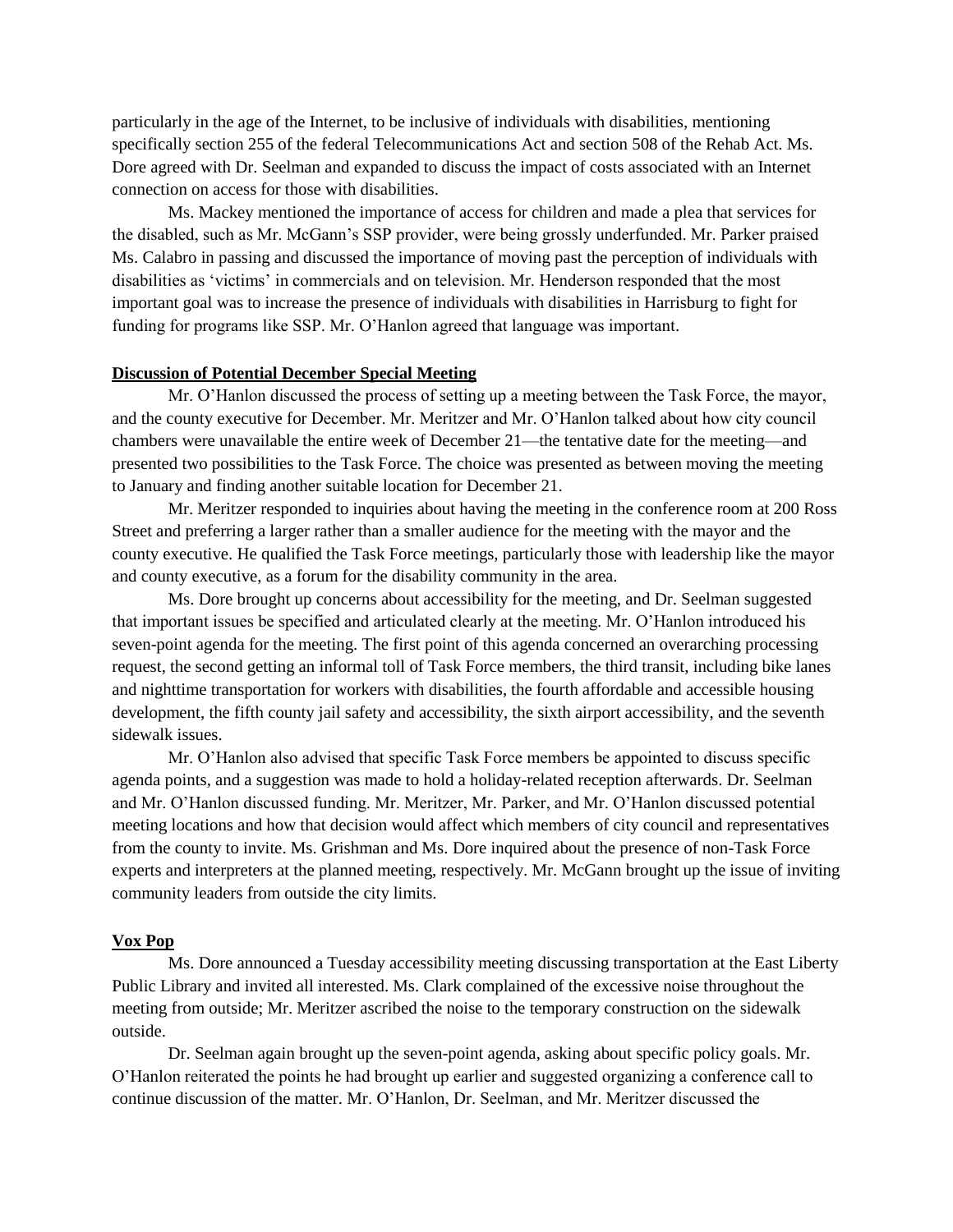particularly in the age of the Internet, to be inclusive of individuals with disabilities, mentioning specifically section 255 of the federal Telecommunications Act and section 508 of the Rehab Act. Ms. Dore agreed with Dr. Seelman and expanded to discuss the impact of costs associated with an Internet connection on access for those with disabilities.

Ms. Mackey mentioned the importance of access for children and made a plea that services for the disabled, such as Mr. McGann's SSP provider, were being grossly underfunded. Mr. Parker praised Ms. Calabro in passing and discussed the importance of moving past the perception of individuals with disabilities as 'victims' in commercials and on television. Mr. Henderson responded that the most important goal was to increase the presence of individuals with disabilities in Harrisburg to fight for funding for programs like SSP. Mr. O'Hanlon agreed that language was important.

**Discussion of Potential December Special Meeting**

Mr. O'Hanlon discussed the process of setting up a meeting between the Task Force, the mayor, and the county executive for December. Mr. Meritzer and Mr. O'Hanlon talked about how city council chambers were unavailable the entire week of December 21—the tentative date for the meeting—and presented two possibilities to the Task Force. The choice was presented as between moving the meeting to January and finding another suitable location for December 21.

Mr. Meritzer responded to inquiries about having the meeting in the conference room at 200 Ross Street and preferring a larger rather than a smaller audience for the meeting with the mayor and the county executive. He qualified the Task Force meetings, particularly those with leadership like the mayor and county executive, as a forum for the disability community in the area.

Ms. Dore brought up concerns about accessibility for the meeting, and Dr. Seelman suggested that important issues be specified and articulated clearly at the meeting. Mr. O'Hanlon introduced his seven-point agenda for the meeting. The first point of this agenda concerned an overarching processing request, the second getting an informal toll of Task Force members, the third transit, including bike lanes and nighttime transportation for workers with disabilities, the fourth affordable and accessible housing development, the fifth county jail safety and accessibility, the sixth airport accessibility, and the seventh sidewalk issues.

Mr. O'Hanlon also advised that specific Task Force members be appointed to discuss specific agenda points, and a suggestion was made to hold a holiday-related reception afterwards. Dr. Seelman and Mr. O'Hanlon discussed funding. Mr. Meritzer, Mr. Parker, and Mr. O'Hanlon discussed potential meeting locations and how that decision would affect which members of city council and representatives from the county to invite. Ms. Grishman and Ms. Dore inquired about the presence of non-Task Force experts and interpreters at the planned meeting, respectively. Mr. McGann brought up the issue of inviting community leaders from outside the city limits.

**Vox Pop**

Ms. Dore announced a Tuesday accessibility meeting discussing transportation at the East Liberty Public Library and invited all interested. Ms. Clark complained of the excessive noise throughout the meeting from outside; Mr. Meritzer ascribed the noise to the temporary construction on the sidewalk outside.

Dr. Seelman again brought up the seven-point agenda, asking about specific policy goals. Mr. O'Hanlon reiterated the points he had brought up earlier and suggested organizing a conference call to continue discussion of the matter. Mr. O'Hanlon, Dr. Seelman, and Mr. Meritzer discussed the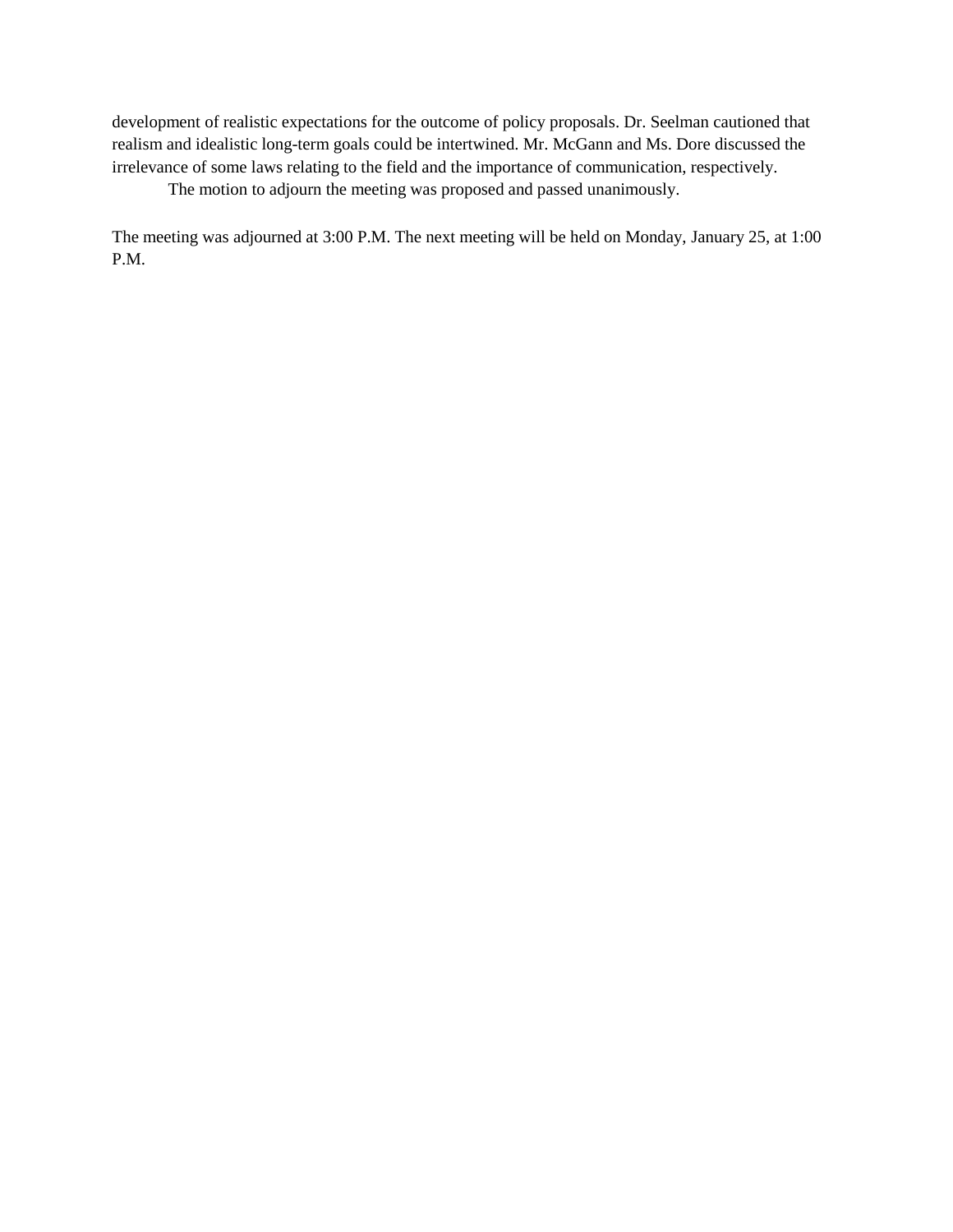development of realistic expectations for the outcome of policy proposals. Dr. Seelman cautioned that realism and idealistic long-term goals could be intertwined. Mr. McGann and Ms. Dore discussed the irrelevance of some laws relating to the field and the importance of communication, respectively.

The motion to adjourn the meeting was proposed and passed unanimously.

The meeting was adjourned at 3:00 P.M. The next meeting will be held on Monday, January 25, at 1:00 P.M.